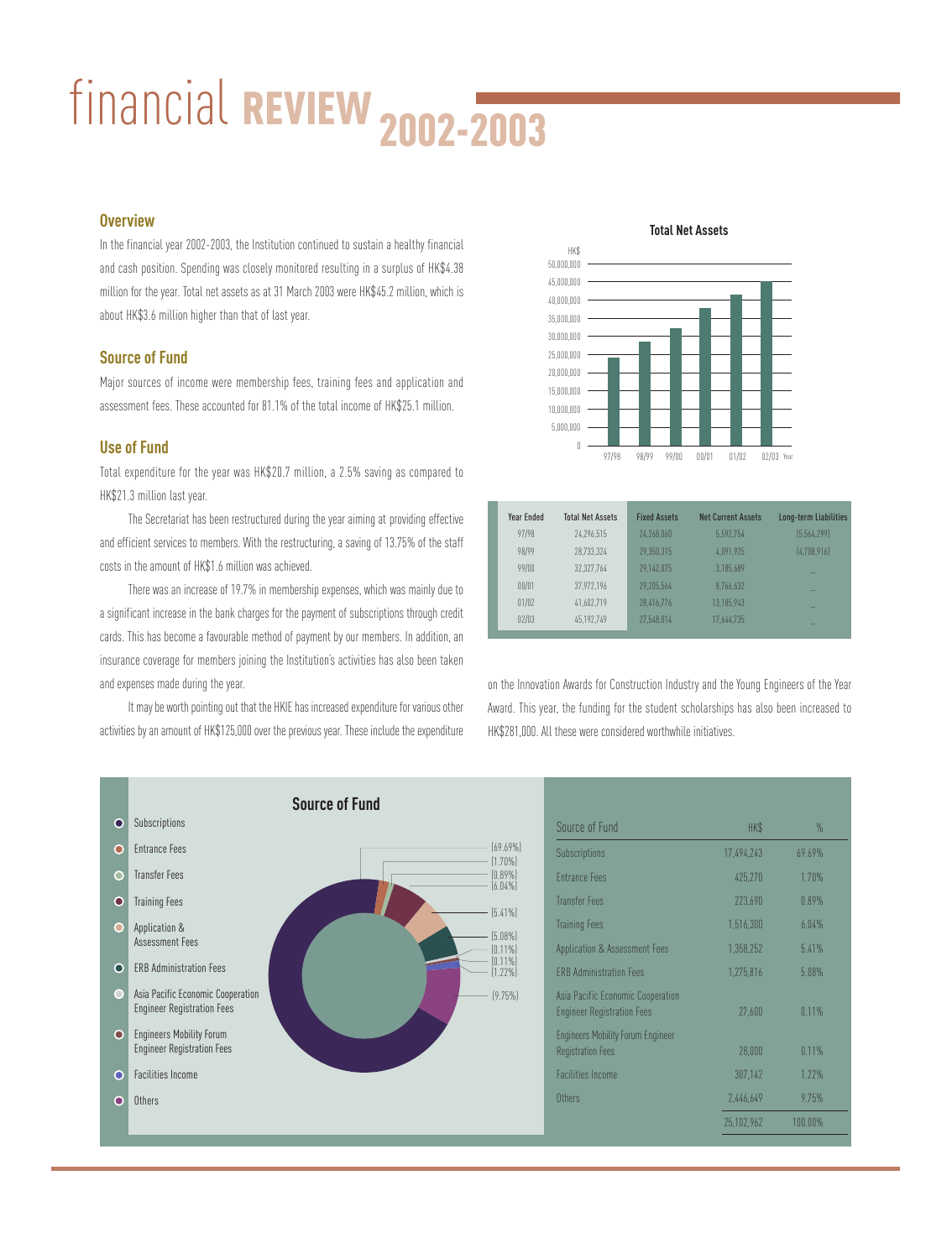# financial REVIEW 2002-2003

## Overview

In the financial year 2002-2003, the Institution continued to sustain a healthy financial and cash position. Spending was closely monitored resulting in a surplus of HK$4.38 million for the year. Total net assets as at 31 March 2003 were HK$45.2 million, which is about HK$3.6 million higher than that of last year.

## Source of Fund

Major sources of income were membership fees, training fees and application and assessment fees. These accounted for 81.1% of the total income of HK$25.1 million.

## Use of Fund

Total expenditure for the year was HK$20.7 million, a 2.5% saving as compared to HK$21.3 million last year.

The Secretariat has been restructured during the year aiming at providing effective and efficient services to members. With the restructuring, a saving of 13.75% of the staff costs in the amount of HK$1.6 million was achieved.

There was an increase of 19.7% in membership expenses, which was mainly due to a significant increase in the bank charges for the payment of subscriptions through credit cards. This has become a favourable method of payment by our members. In addition, an insurance coverage for members joining the Institution's activities has also been taken and expenses made during the year.

It may be worth pointing out that the HKIE has increased expenditure for various other activities by an amount of HK$125,000 over the previous year. These include the expenditure on the Innovation Awards for Construction Industry and the Young Engineers of the Year Award. This year, the funding for the student scholarships has also been increased to HK$281,000. All these were considered worthwhile initiatives.

**Total Net Assets**

| Year Ended | Total Net Assets | Fixed Assets | Net Current Assets | Long-term Liabilities |
|---|---|---|---|---|
| 97/98 | 24,296,515 | 24,268,060 | 5,592,754 | (5,564,299) |
| 98/99 | 28,733,324 | 29,350,315 | 4,091,925 | (4,708,916) |
| 99/00 | 32,327,764 | 29,142,075 | 3,185,689 | – |
| 00/01 | 37,972,196 | 29,205,564 | 8,766,632 | – |
| 01/02 | 41,602,719 | 28,416,776 | 13,185,943 | – |
| 02/03 | 45,192,749 | 27,548,014 | 17,644,735 | – |

**Source of Fund**

| Source of Fund | HK$ | % |
|---|---|---|
| Subscriptions | 17,494,243 | 69.69% |
| Entrance Fees | 425,270 | 1.70% |
| Transfer Fees | 223,690 | 0.89% |
| Training Fees | 1,516,300 | 6.04% |
| Application & Assessment Fees | 1,358,252 | 5.41% |
| ERB Administration Fees | 1,275,816 | 5.08% |
| Asia Pacific Economic Cooperation Engineer Registration Fees | 27,600 | 0.11% |
| Engineers Mobility Forum Engineer Registration Fees | 28,000 | 0.11% |
| Facilities Income | 307,142 | 1.22% |
| Others | 2,446,649 | 9.75% |
| | 25,102,962 | 100.00% |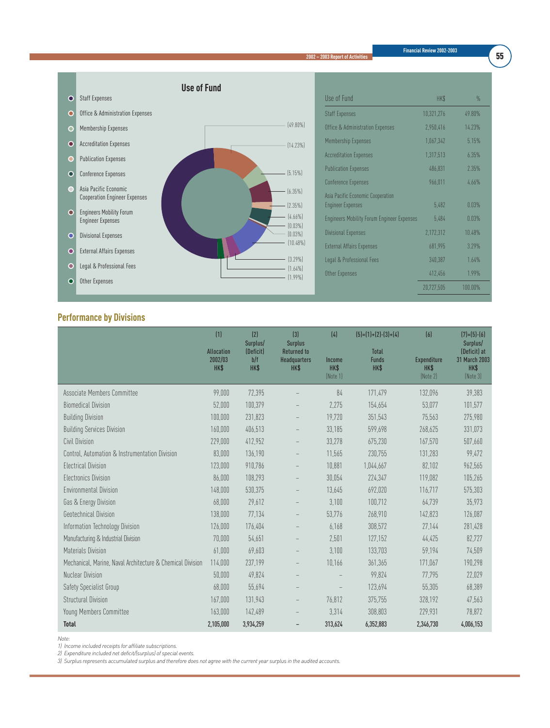## Use of Fund

Staff Expenses
Office & Administration Expenses
Membership Expenses
Accreditation Expenses
Publication Expenses
Conference Expenses
Asia Pacific Economic Cooperation Engineer Expenses
Engineers Mobility Forum Engineer Expenses
Divisional Expenses
External Affairs Expenses
Legal & Professional Fees
Other Expenses

(49.80%)
(14.23%)
(5.15%)
(6.35%)
(2.35%)
(4.66%)
(0.03%)
(0.03%)
(10.48%)
(3.29%)
(1.64%)
(1.99%)

| Use of Fund | HK$ | % |
|---|---|---|
| Staff Expenses | 10,321,276 | 49.80% |
| Office & Administration Expenses | 2,950,416 | 14.23% |
| Membership Expenses | 1,067,342 | 5.15% |
| Accreditation Expenses | 1,317,513 | 6.35% |
| Publication Expenses | 486,831 | 2.35% |
| Conference Expenses | 966,011 | 4.66% |
| Asia Pacific Economic Cooperation Engineer Expenses | 5,482 | 0.03% |
| Engineers Mobility Forum Engineer Expenses | 5,484 | 0.03% |
| Divisional Expenses | 2,172,312 | 10.48% |
| External Affairs Expenses | 681,995 | 3.29% |
| Legal & Professional Fees | 340,387 | 1.64% |
| Other Expenses | 412,456 | 1.99% |
| | 20,727,505 | 100.00% |

## Performance by Divisions

| | (1) Allocation 2002/03 HK$ | (2) Surplus/ (Deficit) b/f HK$ | (3) Surplus Returned to Headquarters HK$ | (4) Income HK$ (Note 1) | (5)=(1)+(2)-(3)+(4) Total Funds HK$ | (6) Expenditure HK$ (Note 2) | (7)=(5)-(6) Surplus/ (Deficit) at 31 March 2003 HK$ (Note 3) |
|---|---|---|---|---|---|---|---|
| Associate Members Committee | 99,000 | 72,395 | – | 84 | 171,479 | 132,096 | 39,383 |
| Biomedical Division | 52,000 | 100,379 | – | 2,275 | 154,654 | 53,077 | 101,577 |
| Building Division | 100,000 | 231,823 | – | 19,720 | 351,543 | 75,563 | 275,980 |
| Building Services Division | 160,000 | 406,513 | – | 33,185 | 599,698 | 268,625 | 331,073 |
| Civil Division | 229,000 | 412,952 | – | 33,278 | 675,230 | 167,570 | 507,660 |
| Control, Automation & Instrumentation Division | 83,000 | 136,190 | – | 11,565 | 230,755 | 131,283 | 99,472 |
| Electrical Division | 123,000 | 910,786 | – | 10,881 | 1,044,667 | 82,102 | 962,565 |
| Electronics Division | 86,000 | 108,293 | – | 30,054 | 224,347 | 119,082 | 105,265 |
| Environmental Division | 148,000 | 530,375 | – | 13,645 | 692,020 | 116,717 | 575,303 |
| Gas & Energy Division | 68,000 | 29,612 | – | 3,100 | 100,712 | 64,739 | 35,973 |
| Geotechnical Division | 138,000 | 77,134 | – | 53,776 | 268,910 | 142,823 | 126,087 |
| Information Technology Division | 126,000 | 176,404 | – | 6,168 | 308,572 | 27,144 | 281,428 |
| Manufacturing & Industrial Division | 70,000 | 54,651 | – | 2,501 | 127,152 | 44,425 | 82,727 |
| Materials Division | 61,000 | 69,603 | – | 3,100 | 133,703 | 59,194 | 74,509 |
| Mechanical, Marine, Naval Architecture & Chemical Division | 114,000 | 237,199 | – | 10,166 | 361,365 | 171,067 | 190,298 |
| Nuclear Division | 50,000 | 49,824 | – | – | 99,824 | 77,795 | 22,029 |
| Safety Specialist Group | 68,000 | 55,694 | – | – | 123,694 | 55,305 | 68,389 |
| Structural Division | 167,000 | 131,943 | – | 76,812 | 375,755 | 328,192 | 47,563 |
| Young Members Committee | 163,000 | 142,489 | – | 3,314 | 308,803 | 229,931 | 78,872 |
| **Total** | **2,105,000** | **3,934,259** | **–** | **313,624** | **6,352,883** | **2,346,730** | **4,006,153** |

*Note:*

*1) Income included receipts for affiliate subscriptions.*

*2) Expenditure included net deficit/(surplus) of special events.*

*3) Surplus represents accumulated surplus and therefore does not agree with the current year surplus in the audited accounts.*